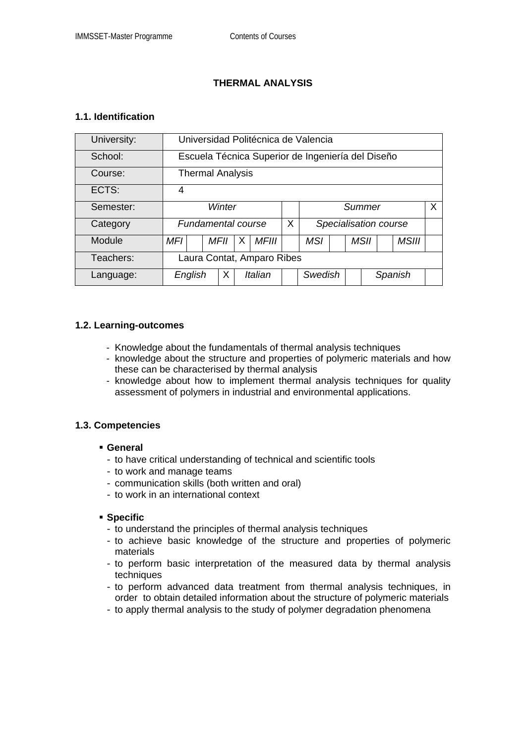# THERMAL ANALYSIS

## 1.1. Identification

| University: | Universidad Politécnica de Valencia | | | | | | | | | | | | |
|---|---|---|---|---|---|---|---|---|---|---|---|---|---|
| School: | Escuela Técnica Superior de Ingeniería del Diseño | | | | | | | | | | | | |
| Course: | Thermal Analysis | | | | | | | | | | | | |
| ECTS: | 4 | | | | | | | | | | | | |
| Semester: | *Winter* | | | | | | *Summer* | | | | | | X |
| Category | *Fundamental course* | | | | | X | *Specialisation course* | | | | | | |
| Module | *MFI* | | *MFII* | X | *MFIII* | | *MSI* | | *MSII* | | *MSIII* | | |
| Teachers: | Laura Contat, Amparo Ribes | | | | | | | | | | | | |
| Language: | *English* | X | *Italian* | | | | *Swedish* | | *Spanish* | | | | |

## 1.2. Learning-outcomes

- Knowledge about the fundamentals of thermal analysis techniques
- knowledge about the structure and properties of polymeric materials and how these can be characterised by thermal analysis
- knowledge about how to implement thermal analysis techniques for quality assessment of polymers in industrial and environmental applications.

## 1.3. Competencies

- **General**
  - to have critical understanding of technical and scientific tools
  - to work and manage teams
  - communication skills (both written and oral)
  - to work in an international context

- **Specific**
  - to understand the principles of thermal analysis techniques
  - to achieve basic knowledge of the structure and properties of polymeric materials
  - to perform basic interpretation of the measured data by thermal analysis techniques
  - to perform advanced data treatment from thermal analysis techniques, in order to obtain detailed information about the structure of polymeric materials
  - to apply thermal analysis to the study of polymer degradation phenomena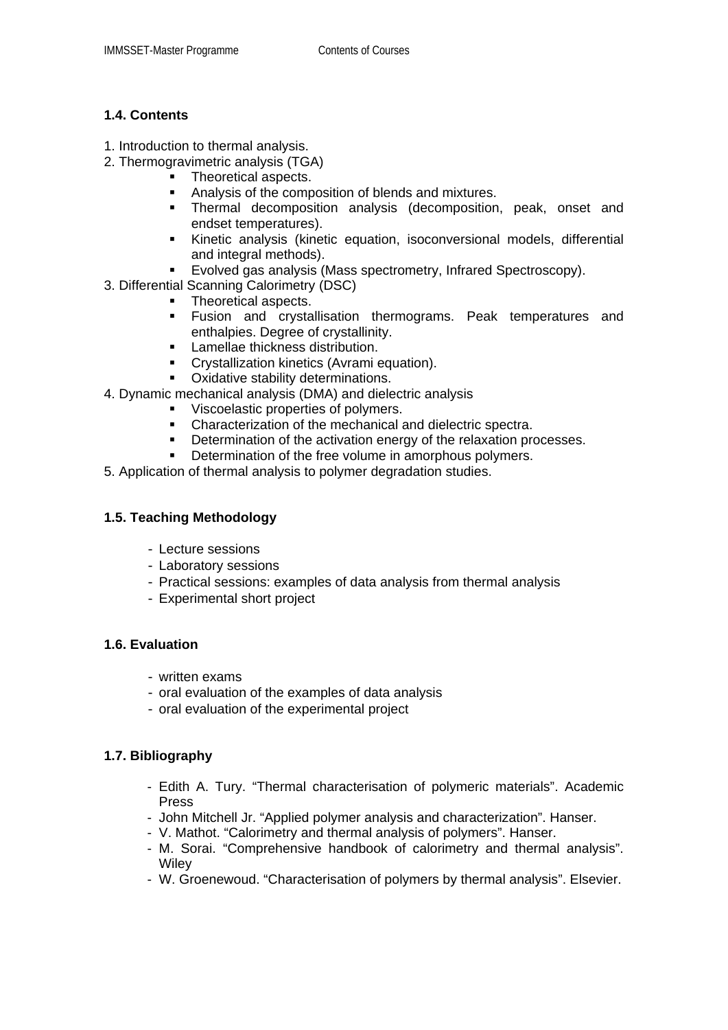### 1.4. Contents

1. Introduction to thermal analysis.
2. Thermogravimetric analysis (TGA)
    - Theoretical aspects.
    - Analysis of the composition of blends and mixtures.
    - Thermal decomposition analysis (decomposition, peak, onset and endset temperatures).
    - Kinetic analysis (kinetic equation, isoconversional models, differential and integral methods).
    - Evolved gas analysis (Mass spectrometry, Infrared Spectroscopy).
3. Differential Scanning Calorimetry (DSC)
    - Theoretical aspects.
    - Fusion and crystallisation thermograms. Peak temperatures and enthalpies. Degree of crystallinity.
    - Lamellae thickness distribution.
    - Crystallization kinetics (Avrami equation).
    - Oxidative stability determinations.
4. Dynamic mechanical analysis (DMA) and dielectric analysis
    - Viscoelastic properties of polymers.
    - Characterization of the mechanical and dielectric spectra.
    - Determination of the activation energy of the relaxation processes.
    - Determination of the free volume in amorphous polymers.
5. Application of thermal analysis to polymer degradation studies.

### 1.5. Teaching Methodology

- Lecture sessions
- Laboratory sessions
- Practical sessions: examples of data analysis from thermal analysis
- Experimental short project

### 1.6. Evaluation

- written exams
- oral evaluation of the examples of data analysis
- oral evaluation of the experimental project

### 1.7. Bibliography

- Edith A. Tury. “Thermal characterisation of polymeric materials”. Academic Press
- John Mitchell Jr. “Applied polymer analysis and characterization”. Hanser.
- V. Mathot. “Calorimetry and thermal analysis of polymers”. Hanser.
- M. Sorai. “Comprehensive handbook of calorimetry and thermal analysis”. Wiley
- W. Groenewoud. “Characterisation of polymers by thermal analysis”. Elsevier.